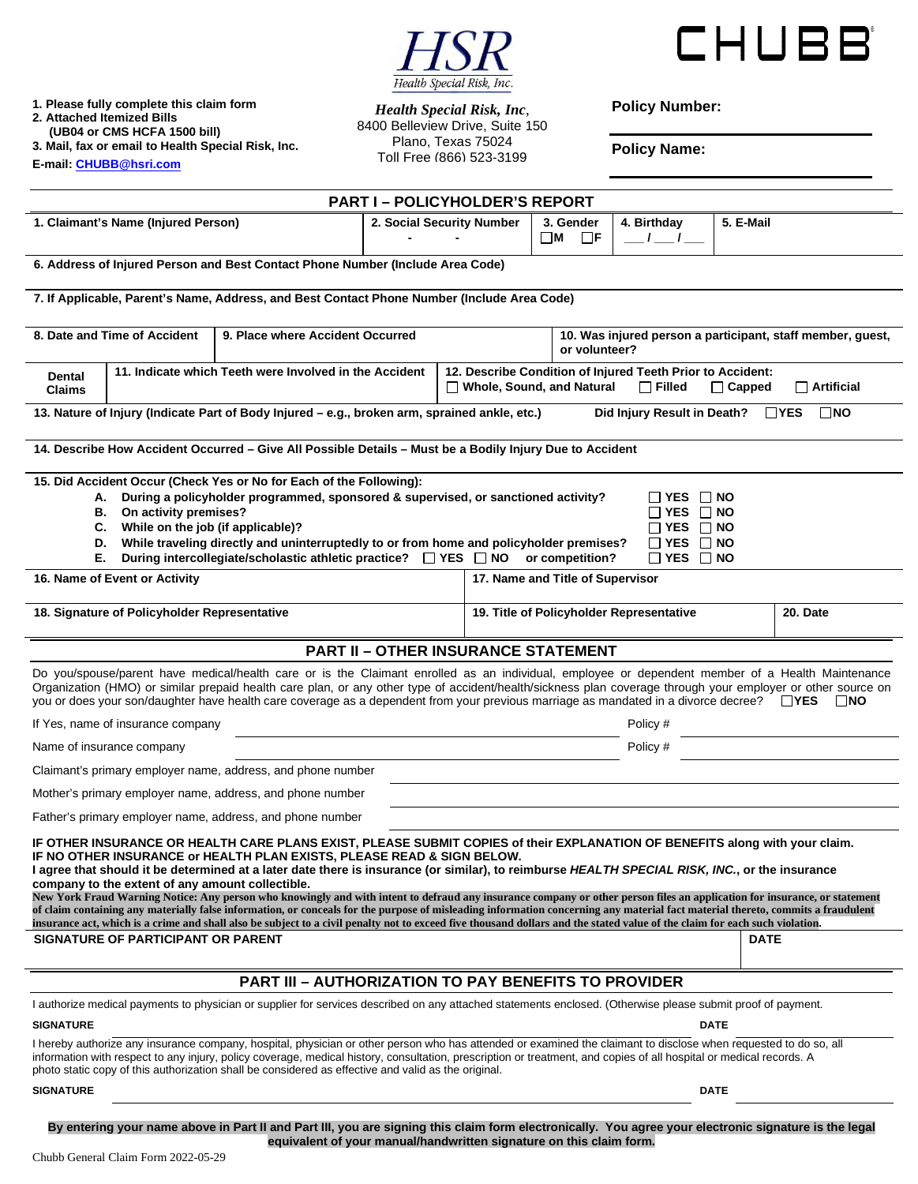1. Please fully complete this claim form
2. Attached Itemized Bills
   (UB04 or CMS HCFA 1500 bill)
3. Mail, fax or email to Health Special Risk, Inc.

E-mail: CHUBB@hsri.com

HSR
Health Special Risk, Inc.

*Health Special Risk, Inc*,
8400 Belleview Drive, Suite 150
Plano, Texas 75024
Toll Free (866) 523-3199

CHUBB

**Policy Number:**

**Policy Name:**

## PART I – POLICYHOLDER'S REPORT

| 1. Claimant's Name (Injured Person) | 2. Social Security Number - - | 3. Gender ☐M ☐F | 4. Birthday \_\_/\_\_/\_\_ | 5. E-Mail |
|---|---|---|---|---|

**6. Address of Injured Person and Best Contact Phone Number (Include Area Code)**

**7. If Applicable, Parent's Name, Address, and Best Contact Phone Number (Include Area Code)**

| 8. Date and Time of Accident | 9. Place where Accident Occurred | 10. Was injured person a participant, staff member, guest, or volunteer? |
|---|---|---|

| Dental Claims | 11. Indicate which Teeth were Involved in the Accident | 12. Describe Condition of Injured Teeth Prior to Accident: ☐ Whole, Sound, and Natural ☐ Filled ☐ Capped ☐ Artificial |
|---|---|---|

**13. Nature of Injury (Indicate Part of Body Injured – e.g., broken arm, sprained ankle, etc.)** **Did Injury Result in Death?** ☐YES ☐NO

**14. Describe How Accident Occurred – Give All Possible Details – Must be a Bodily Injury Due to Accident**

**15. Did Accident Occur (Check Yes or No for Each of the Following):**

- **A. During a policyholder programmed, sponsored & supervised, or sanctioned activity?** ☐ YES ☐ NO
- **B. On activity premises?** ☐ YES ☐ NO
- **C. While on the job (if applicable)?** ☐ YES ☐ NO
- **D. While traveling directly and uninterruptedly to or from home and policyholder premises?** ☐ YES ☐ NO
- **E. During intercollegiate/scholastic athletic practice?** ☐ YES ☐ NO **or competition?** ☐ YES ☐ NO

| 16. Name of Event or Activity | 17. Name and Title of Supervisor | |
|---|---|---|
| **18. Signature of Policyholder Representative** | **19. Title of Policyholder Representative** | **20. Date** |

## PART II – OTHER INSURANCE STATEMENT

Do you/spouse/parent have medical/health care or is the Claimant enrolled as an individual, employee or dependent member of a Health Maintenance Organization (HMO) or similar prepaid health care plan, or any other type of accident/health/sickness plan coverage through your employer or other source on you or does your son/daughter have health care coverage as a dependent from your previous marriage as mandated in a divorce decree? ☐YES ☐NO

If Yes, name of insurance company \_\_\_\_\_\_\_\_\_\_ Policy # \_\_\_\_\_\_\_\_\_\_

Name of insurance company \_\_\_\_\_\_\_\_\_\_ Policy # \_\_\_\_\_\_\_\_\_\_

Claimant's primary employer name, address, and phone number \_\_\_\_\_\_\_\_\_\_

Mother's primary employer name, address, and phone number \_\_\_\_\_\_\_\_\_\_

Father's primary employer name, address, and phone number \_\_\_\_\_\_\_\_\_\_

**IF OTHER INSURANCE OR HEALTH CARE PLANS EXIST, PLEASE SUBMIT COPIES of their EXPLANATION OF BENEFITS along with your claim.**
**IF NO OTHER INSURANCE or HEALTH PLAN EXISTS, PLEASE READ & SIGN BELOW.**
**I agree that should it be determined at a later date there is insurance (or similar), to reimburse *HEALTH SPECIAL RISK, INC.*, or the insurance company to the extent of any amount collectible.**

**New York Fraud Warning Notice: Any person who knowingly and with intent to defraud any insurance company or other person files an application for insurance, or statement of claim containing any materially false information, or conceals for the purpose of misleading information concerning any material fact material thereto, commits a fraudulent insurance act, which is a crime and shall also be subject to a civil penalty not to exceed five thousand dollars and the stated value of the claim for each such violation.**

| SIGNATURE OF PARTICIPANT OR PARENT | DATE |
|---|---|

## PART III – AUTHORIZATION TO PAY BENEFITS TO PROVIDER

I authorize medical payments to physician or supplier for services described on any attached statements enclosed. (Otherwise please submit proof of payment.

**SIGNATURE** \_\_\_\_\_\_\_\_\_\_ **DATE** \_\_\_\_\_\_\_\_\_\_

I hereby authorize any insurance company, hospital, physician or other person who has attended or examined the claimant to disclose when requested to do so, all information with respect to any injury, policy coverage, medical history, consultation, prescription or treatment, and copies of all hospital or medical records. A photo static copy of this authorization shall be considered as effective and valid as the original.

**SIGNATURE** \_\_\_\_\_\_\_\_\_\_ **DATE** \_\_\_\_\_\_\_\_\_\_

**By entering your name above in Part II and Part III, you are signing this claim form electronically. You agree your electronic signature is the legal equivalent of your manual/handwritten signature on this claim form.**

Chubb General Claim Form 2022-05-29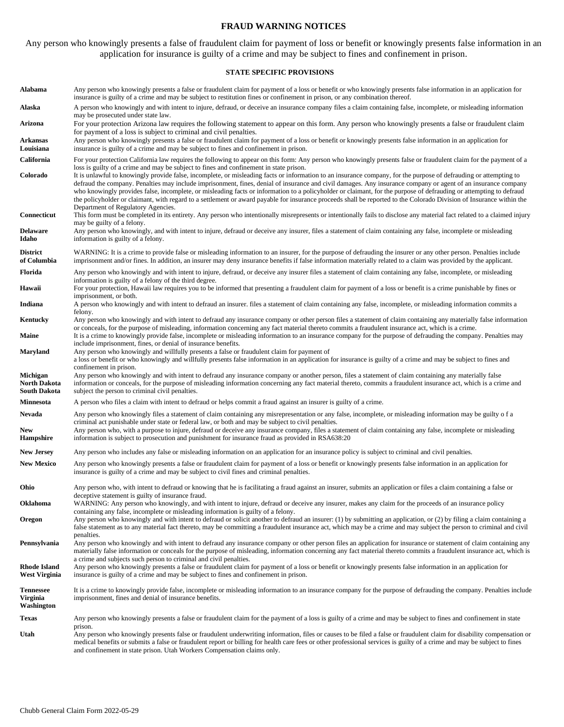# FRAUD WARNING NOTICES

Any person who knowingly presents a false of fraudulent claim for payment of loss or benefit or knowingly presents false information in an application for insurance is guilty of a crime and may be subject to fines and confinement in prison.

## STATE SPECIFIC PROVISIONS

| State | Provision |
|---|---|
| **Alabama** | Any person who knowingly presents a false or fraudulent claim for payment of a loss or benefit or who knowingly presents false information in an application for insurance is guilty of a crime and may be subject to restitution fines or confinement in prison, or any combination thereof. |
| **Alaska** | A person who knowingly and with intent to injure, defraud, or deceive an insurance company files a claim containing false, incomplete, or misleading information may be prosecuted under state law. |
| **Arizona** | For your protection Arizona law requires the following statement to appear on this form. Any person who knowingly presents a false or fraudulent claim for payment of a loss is subject to criminal and civil penalties. |
| **Arkansas Louisiana** | Any person who knowingly presents a false or fraudulent claim for payment of a loss or benefit or knowingly presents false information in an application for insurance is guilty of a crime and may be subject to fines and confinement in prison. |
| **California** | For your protection California law requires the following to appear on this form: Any person who knowingly presents false or fraudulent claim for the payment of a loss is guilty of a crime and may be subject to fines and confinement in state prison. |
| **Colorado** | It is unlawful to knowingly provide false, incomplete, or misleading facts or information to an insurance company, for the purpose of defrauding or attempting to defraud the company. Penalties may include imprisonment, fines, denial of insurance and civil damages. Any insurance company or agent of an insurance company who knowingly provides false, incomplete, or misleading facts or information to a policyholder or claimant, for the purpose of defrauding or attempting to defraud the policyholder or claimant, with regard to a settlement or award payable for insurance proceeds shall be reported to the Colorado Division of Insurance within the Department of Regulatory Agencies. |
| **Connecticut** | This form must be completed in its entirety. Any person who intentionally misrepresents or intentionally fails to disclose any material fact related to a claimed injury may be guilty of a felony. |
| **Delaware Idaho** | Any person who knowingly, and with intent to injure, defraud or deceive any insurer, files a statement of claim containing any false, incomplete or misleading information is guilty of a felony. |
| **District of Columbia** | WARNING: It is a crime to provide false or misleading information to an insurer, for the purpose of defrauding the insurer or any other person. Penalties include imprisonment and/or fines. In addition, an insurer may deny insurance benefits if false information materially related to a claim was provided by the applicant. |
| **Florida** | Any person who knowingly and with intent to injure, defraud, or deceive any insurer files a statement of claim containing any false, incomplete, or misleading information is guilty of a felony of the third degree. |
| **Hawaii** | For your protection, Hawaii law requires you to be informed that presenting a fraudulent claim for payment of a loss or benefit is a crime punishable by fines or imprisonment, or both. |
| **Indiana** | A person who knowingly and with intent to defraud an insurer. files a statement of claim containing any false, incomplete, or misleading information commits a felony. |
| **Kentucky** | Any person who knowingly and with intent to defraud any insurance company or other person files a statement of claim containing any materially false information or conceals, for the purpose of misleading, information concerning any fact material thereto commits a fraudulent insurance act, which is a crime. |
| **Maine** | It is a crime to knowingly provide false, incomplete or misleading information to an insurance company for the purpose of defrauding the company. Penalties may include imprisonment, fines, or denial of insurance benefits. |
| **Maryland** | Any person who knowingly and willfully presents a false or fraudulent claim for payment of a loss or benefit or who knowingly and willfully presents false information in an application for insurance is guilty of a crime and may be subject to fines and confinement in prison. |
| **Michigan North Dakota South Dakota** | Any person who knowingly and with intent to defraud any insurance company or another person, files a statement of claim containing any materially false information or conceals, for the purpose of misleading information concerning any fact material thereto, commits a fraudulent insurance act, which is a crime and subject the person to criminal civil penalties. |
| **Minnesota** | A person who files a claim with intent to defraud or helps commit a fraud against an insurer is guilty of a crime. |
| **Nevada** | Any person who knowingly files a statement of claim containing any misrepresentation or any false, incomplete, or misleading information may be guilty o f a criminal act punishable under state or federal law, or both and may be subject to civil penalties. |
| **New Hampshire** | Any person who, with a purpose to injure, defraud or deceive any insurance company, files a statement of claim containing any false, incomplete or misleading information is subject to prosecution and punishment for insurance fraud as provided in RSA638:20 |
| **New Jersey** | Any person who includes any false or misleading information on an application for an insurance policy is subject to criminal and civil penalties. |
| **New Mexico** | Any person who knowingly presents a false or fraudulent claim for payment of a loss or benefit or knowingly presents false information in an application for insurance is guilty of a crime and may be subject to civil fines and criminal penalties. |
| **Ohio** | Any person who, with intent to defraud or knowing that he is facilitating a fraud against an insurer, submits an application or files a claim containing a false or deceptive statement is guilty of insurance fraud. |
| **Oklahoma** | WARNING: Any person who knowingly, and with intent to injure, defraud or deceive any insurer, makes any claim for the proceeds of an insurance policy containing any false, incomplete or misleading information is guilty of a felony. |
| **Oregon** | Any person who knowingly and with intent to defraud or solicit another to defraud an insurer: (1) by submitting an application, or (2) by filing a claim containing a false statement as to any material fact thereto, may be committing a fraudulent insurance act, which may be a crime and may subject the person to criminal and civil penalties. |
| **Pennsylvania** | Any person who knowingly and with intent to defraud any insurance company or other person files an application for insurance or statement of claim containing any materially false information or conceals for the purpose of misleading, information concerning any fact material thereto commits a fraudulent insurance act, which is a crime and subjects such person to criminal and civil penalties. |
| **Rhode Island West Virginia** | Any person who knowingly presents a false or fraudulent claim for payment of a loss or benefit or knowingly presents false information in an application for insurance is guilty of a crime and may be subject to fines and confinement in prison. |
| **Tennessee Virginia Washington** | It is a crime to knowingly provide false, incomplete or misleading information to an insurance company for the purpose of defrauding the company. Penalties include imprisonment, fines and denial of insurance benefits. |
| **Texas** | Any person who knowingly presents a false or fraudulent claim for the payment of a loss is guilty of a crime and may be subject to fines and confinement in state prison. |
| **Utah** | Any person who knowingly presents false or fraudulent underwriting information, files or causes to be filed a false or fraudulent claim for disability compensation or medical benefits or submits a false or fraudulent report or billing for health care fees or other professional services is guilty of a crime and may be subject to fines and confinement in state prison. Utah Workers Compensation claims only. |

Chubb General Claim Form 2022-05-29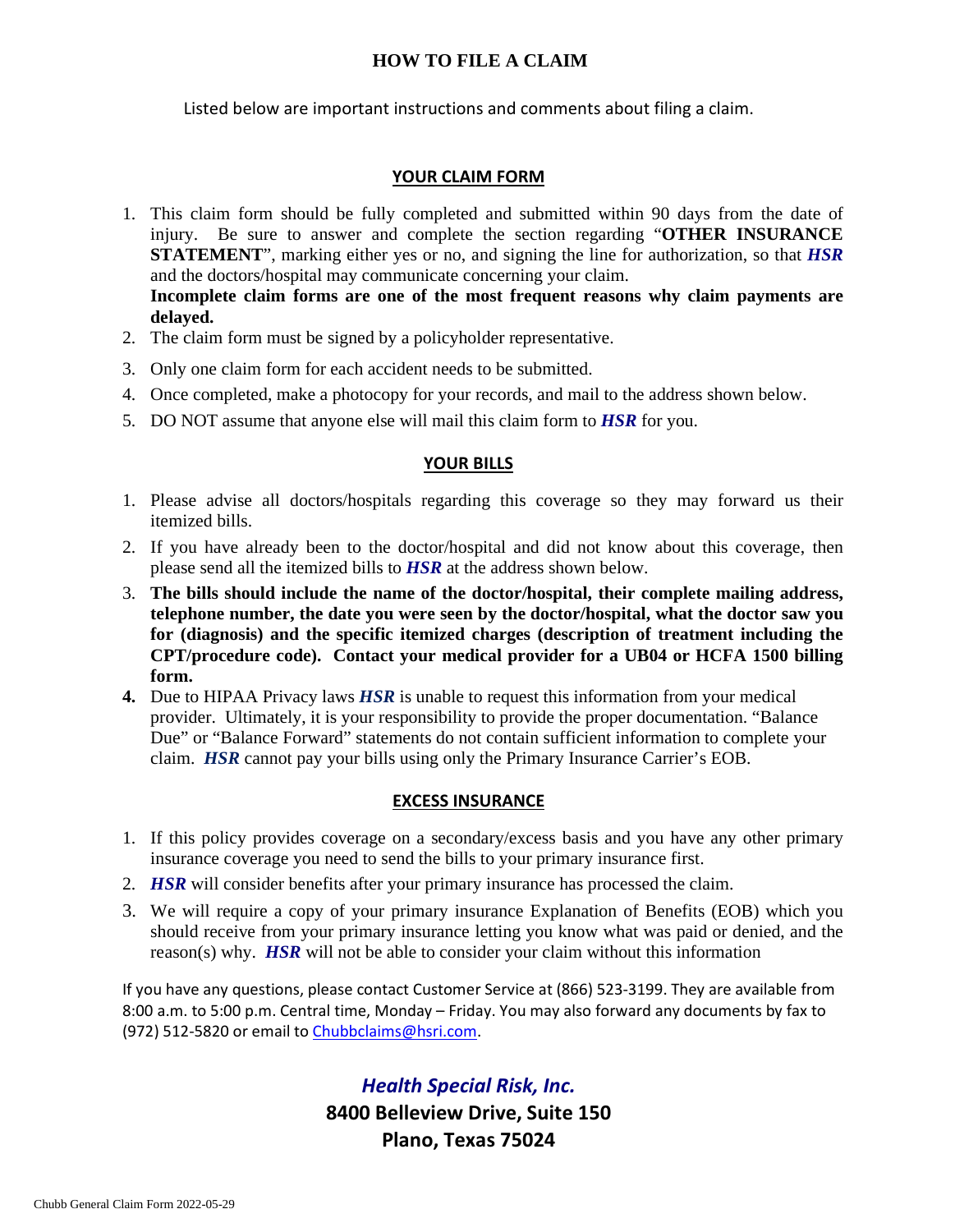# HOW TO FILE A CLAIM

Listed below are important instructions and comments about filing a claim.

## YOUR CLAIM FORM

1. This claim form should be fully completed and submitted within 90 days from the date of injury. Be sure to answer and complete the section regarding "**OTHER INSURANCE STATEMENT**", marking either yes or no, and signing the line for authorization, so that ***HSR*** and the doctors/hospital may communicate concerning your claim.
   **Incomplete claim forms are one of the most frequent reasons why claim payments are delayed.**
2. The claim form must be signed by a policyholder representative.
3. Only one claim form for each accident needs to be submitted.
4. Once completed, make a photocopy for your records, and mail to the address shown below.
5. DO NOT assume that anyone else will mail this claim form to ***HSR*** for you.

## YOUR BILLS

1. Please advise all doctors/hospitals regarding this coverage so they may forward us their itemized bills.
2. If you have already been to the doctor/hospital and did not know about this coverage, then please send all the itemized bills to ***HSR*** at the address shown below.
3. **The bills should include the name of the doctor/hospital, their complete mailing address, telephone number, the date you were seen by the doctor/hospital, what the doctor saw you for (diagnosis) and the specific itemized charges (description of treatment including the CPT/procedure code). Contact your medical provider for a UB04 or HCFA 1500 billing form.**
4. Due to HIPAA Privacy laws ***HSR*** is unable to request this information from your medical provider. Ultimately, it is your responsibility to provide the proper documentation. "Balance Due" or "Balance Forward" statements do not contain sufficient information to complete your claim. ***HSR*** cannot pay your bills using only the Primary Insurance Carrier's EOB.

## EXCESS INSURANCE

1. If this policy provides coverage on a secondary/excess basis and you have any other primary insurance coverage you need to send the bills to your primary insurance first.
2. ***HSR*** will consider benefits after your primary insurance has processed the claim.
3. We will require a copy of your primary insurance Explanation of Benefits (EOB) which you should receive from your primary insurance letting you know what was paid or denied, and the reason(s) why. ***HSR*** will not be able to consider your claim without this information

If you have any questions, please contact Customer Service at (866) 523-3199. They are available from 8:00 a.m. to 5:00 p.m. Central time, Monday – Friday. You may also forward any documents by fax to (972) 512-5820 or email to Chubbclaims@hsri.com.

***Health Special Risk, Inc.***
**8400 Belleview Drive, Suite 150**
**Plano, Texas 75024**

Chubb General Claim Form 2022-05-29